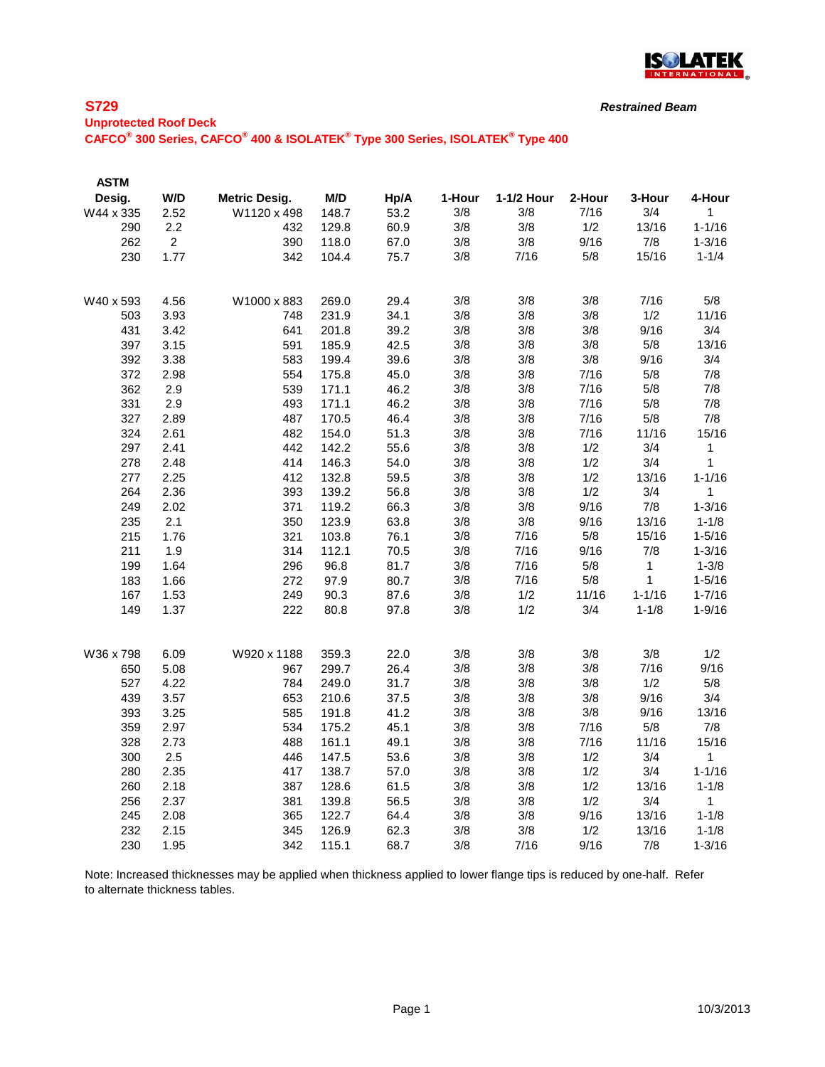## S729

***Restrained Beam***

**Unprotected Roof Deck**

**CAFCO® 300 Series, CAFCO® 400 & ISOLATEK® Type 300 Series, ISOLATEK® Type 400**

| ASTM Desig. | W/D | Metric Desig. | M/D | Hp/A | 1-Hour | 1-1/2 Hour | 2-Hour | 3-Hour | 4-Hour |
|---|---|---|---|---|---|---|---|---|---|
| W44 x 335 | 2.52 | W1120 x 498 | 148.7 | 53.2 | 3/8 | 3/8 | 7/16 | 3/4 | 1 |
| 290 | 2.2 | 432 | 129.8 | 60.9 | 3/8 | 3/8 | 1/2 | 13/16 | 1-1/16 |
| 262 | 2 | 390 | 118.0 | 67.0 | 3/8 | 3/8 | 9/16 | 7/8 | 1-3/16 |
| 230 | 1.77 | 342 | 104.4 | 75.7 | 3/8 | 7/16 | 5/8 | 15/16 | 1-1/4 |
| | | | | | | | | | |
| W40 x 593 | 4.56 | W1000 x 883 | 269.0 | 29.4 | 3/8 | 3/8 | 3/8 | 7/16 | 5/8 |
| 503 | 3.93 | 748 | 231.9 | 34.1 | 3/8 | 3/8 | 3/8 | 1/2 | 11/16 |
| 431 | 3.42 | 641 | 201.8 | 39.2 | 3/8 | 3/8 | 3/8 | 9/16 | 3/4 |
| 397 | 3.15 | 591 | 185.9 | 42.5 | 3/8 | 3/8 | 3/8 | 5/8 | 13/16 |
| 392 | 3.38 | 583 | 199.4 | 39.6 | 3/8 | 3/8 | 3/8 | 9/16 | 3/4 |
| 372 | 2.98 | 554 | 175.8 | 45.0 | 3/8 | 3/8 | 7/16 | 5/8 | 7/8 |
| 362 | 2.9 | 539 | 171.1 | 46.2 | 3/8 | 3/8 | 7/16 | 5/8 | 7/8 |
| 331 | 2.9 | 493 | 171.1 | 46.2 | 3/8 | 3/8 | 7/16 | 5/8 | 7/8 |
| 327 | 2.89 | 487 | 170.5 | 46.4 | 3/8 | 3/8 | 7/16 | 5/8 | 7/8 |
| 324 | 2.61 | 482 | 154.0 | 51.3 | 3/8 | 3/8 | 7/16 | 11/16 | 15/16 |
| 297 | 2.41 | 442 | 142.2 | 55.6 | 3/8 | 3/8 | 1/2 | 3/4 | 1 |
| 278 | 2.48 | 414 | 146.3 | 54.0 | 3/8 | 3/8 | 1/2 | 3/4 | 1 |
| 277 | 2.25 | 412 | 132.8 | 59.5 | 3/8 | 3/8 | 1/2 | 13/16 | 1-1/16 |
| 264 | 2.36 | 393 | 139.2 | 56.8 | 3/8 | 3/8 | 1/2 | 3/4 | 1 |
| 249 | 2.02 | 371 | 119.2 | 66.3 | 3/8 | 3/8 | 9/16 | 7/8 | 1-3/16 |
| 235 | 2.1 | 350 | 123.9 | 63.8 | 3/8 | 3/8 | 9/16 | 13/16 | 1-1/8 |
| 215 | 1.76 | 321 | 103.8 | 76.1 | 3/8 | 7/16 | 5/8 | 15/16 | 1-5/16 |
| 211 | 1.9 | 314 | 112.1 | 70.5 | 3/8 | 7/16 | 9/16 | 7/8 | 1-3/16 |
| 199 | 1.64 | 296 | 96.8 | 81.7 | 3/8 | 7/16 | 5/8 | 1 | 1-3/8 |
| 183 | 1.66 | 272 | 97.9 | 80.7 | 3/8 | 7/16 | 5/8 | 1 | 1-5/16 |
| 167 | 1.53 | 249 | 90.3 | 87.6 | 3/8 | 1/2 | 11/16 | 1-1/16 | 1-7/16 |
| 149 | 1.37 | 222 | 80.8 | 97.8 | 3/8 | 1/2 | 3/4 | 1-1/8 | 1-9/16 |
| | | | | | | | | | |
| W36 x 798 | 6.09 | W920 x 1188 | 359.3 | 22.0 | 3/8 | 3/8 | 3/8 | 3/8 | 1/2 |
| 650 | 5.08 | 967 | 299.7 | 26.4 | 3/8 | 3/8 | 3/8 | 7/16 | 9/16 |
| 527 | 4.22 | 784 | 249.0 | 31.7 | 3/8 | 3/8 | 3/8 | 1/2 | 5/8 |
| 439 | 3.57 | 653 | 210.6 | 37.5 | 3/8 | 3/8 | 3/8 | 9/16 | 3/4 |
| 393 | 3.25 | 585 | 191.8 | 41.2 | 3/8 | 3/8 | 3/8 | 9/16 | 13/16 |
| 359 | 2.97 | 534 | 175.2 | 45.1 | 3/8 | 3/8 | 7/16 | 5/8 | 7/8 |
| 328 | 2.73 | 488 | 161.1 | 49.1 | 3/8 | 3/8 | 7/16 | 11/16 | 15/16 |
| 300 | 2.5 | 446 | 147.5 | 53.6 | 3/8 | 3/8 | 1/2 | 3/4 | 1 |
| 280 | 2.35 | 417 | 138.7 | 57.0 | 3/8 | 3/8 | 1/2 | 3/4 | 1-1/16 |
| 260 | 2.18 | 387 | 128.6 | 61.5 | 3/8 | 3/8 | 1/2 | 13/16 | 1-1/8 |
| 256 | 2.37 | 381 | 139.8 | 56.5 | 3/8 | 3/8 | 1/2 | 3/4 | 1 |
| 245 | 2.08 | 365 | 122.7 | 64.4 | 3/8 | 3/8 | 9/16 | 13/16 | 1-1/8 |
| 232 | 2.15 | 345 | 126.9 | 62.3 | 3/8 | 3/8 | 1/2 | 13/16 | 1-1/8 |
| 230 | 1.95 | 342 | 115.1 | 68.7 | 3/8 | 7/16 | 9/16 | 7/8 | 1-3/16 |

Note: Increased thicknesses may be applied when thickness applied to lower flange tips is reduced by one-half. Refer to alternate thickness tables.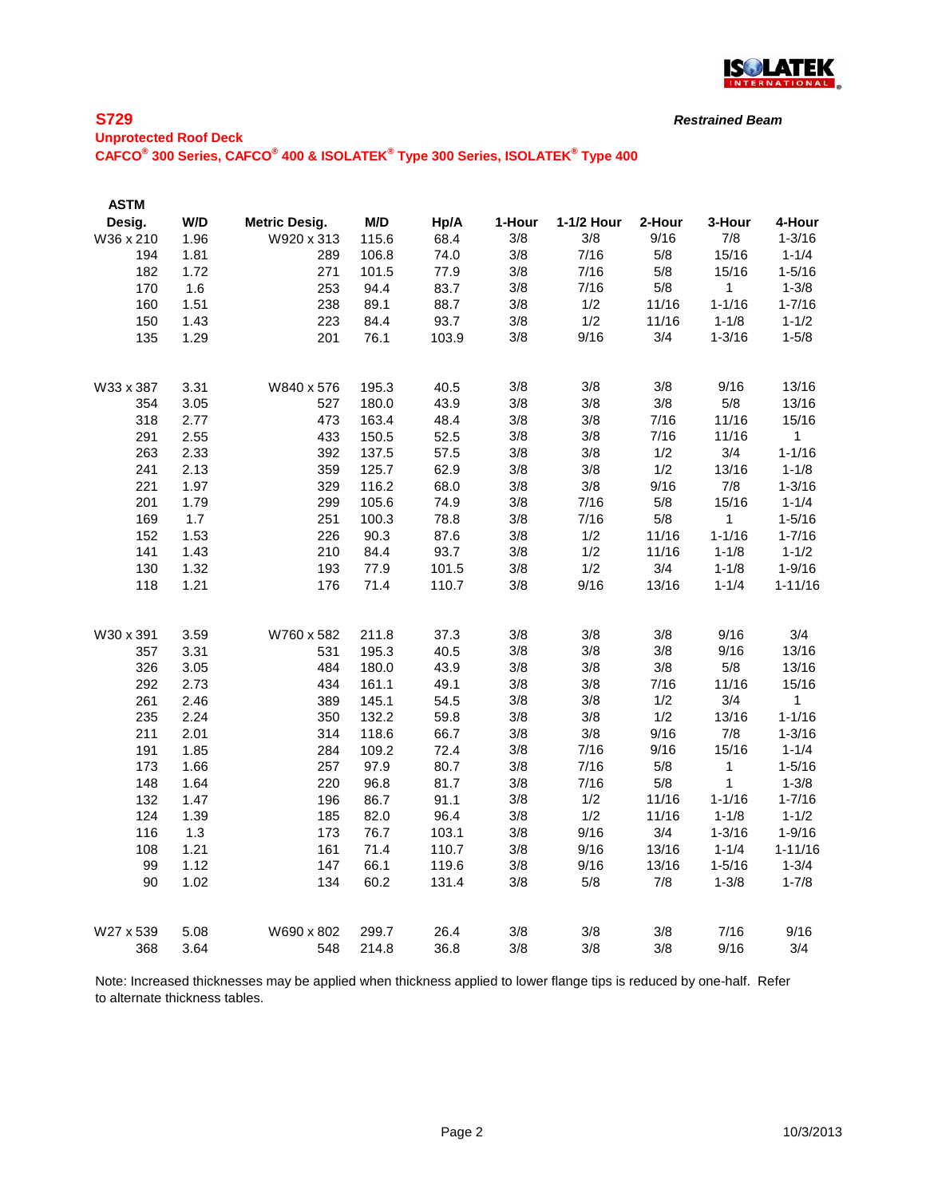## S729

***Restrained Beam***

**Unprotected Roof Deck**

**CAFCO® 300 Series, CAFCO® 400 & ISOLATEK® Type 300 Series, ISOLATEK® Type 400**

| ASTM Desig. | W/D | Metric Desig. | M/D | Hp/A | 1-Hour | 1-1/2 Hour | 2-Hour | 3-Hour | 4-Hour |
|---|---|---|---|---|---|---|---|---|---|
| W36 x 210 | 1.96 | W920 x 313 | 115.6 | 68.4 | 3/8 | 3/8 | 9/16 | 7/8 | 1-3/16 |
| 194 | 1.81 | 289 | 106.8 | 74.0 | 3/8 | 7/16 | 5/8 | 15/16 | 1-1/4 |
| 182 | 1.72 | 271 | 101.5 | 77.9 | 3/8 | 7/16 | 5/8 | 15/16 | 1-5/16 |
| 170 | 1.6 | 253 | 94.4 | 83.7 | 3/8 | 7/16 | 5/8 | 1 | 1-3/8 |
| 160 | 1.51 | 238 | 89.1 | 88.7 | 3/8 | 1/2 | 11/16 | 1-1/16 | 1-7/16 |
| 150 | 1.43 | 223 | 84.4 | 93.7 | 3/8 | 1/2 | 11/16 | 1-1/8 | 1-1/2 |
| 135 | 1.29 | 201 | 76.1 | 103.9 | 3/8 | 9/16 | 3/4 | 1-3/16 | 1-5/8 |
| | | | | | | | | | |
| W33 x 387 | 3.31 | W840 x 576 | 195.3 | 40.5 | 3/8 | 3/8 | 3/8 | 9/16 | 13/16 |
| 354 | 3.05 | 527 | 180.0 | 43.9 | 3/8 | 3/8 | 3/8 | 5/8 | 13/16 |
| 318 | 2.77 | 473 | 163.4 | 48.4 | 3/8 | 3/8 | 7/16 | 11/16 | 15/16 |
| 291 | 2.55 | 433 | 150.5 | 52.5 | 3/8 | 3/8 | 7/16 | 11/16 | 1 |
| 263 | 2.33 | 392 | 137.5 | 57.5 | 3/8 | 3/8 | 1/2 | 3/4 | 1-1/16 |
| 241 | 2.13 | 359 | 125.7 | 62.9 | 3/8 | 3/8 | 1/2 | 13/16 | 1-1/8 |
| 221 | 1.97 | 329 | 116.2 | 68.0 | 3/8 | 3/8 | 9/16 | 7/8 | 1-3/16 |
| 201 | 1.79 | 299 | 105.6 | 74.9 | 3/8 | 7/16 | 5/8 | 15/16 | 1-1/4 |
| 169 | 1.7 | 251 | 100.3 | 78.8 | 3/8 | 7/16 | 5/8 | 1 | 1-5/16 |
| 152 | 1.53 | 226 | 90.3 | 87.6 | 3/8 | 1/2 | 11/16 | 1-1/16 | 1-7/16 |
| 141 | 1.43 | 210 | 84.4 | 93.7 | 3/8 | 1/2 | 11/16 | 1-1/8 | 1-1/2 |
| 130 | 1.32 | 193 | 77.9 | 101.5 | 3/8 | 1/2 | 3/4 | 1-1/8 | 1-9/16 |
| 118 | 1.21 | 176 | 71.4 | 110.7 | 3/8 | 9/16 | 13/16 | 1-1/4 | 1-11/16 |
| | | | | | | | | | |
| W30 x 391 | 3.59 | W760 x 582 | 211.8 | 37.3 | 3/8 | 3/8 | 3/8 | 9/16 | 3/4 |
| 357 | 3.31 | 531 | 195.3 | 40.5 | 3/8 | 3/8 | 3/8 | 9/16 | 13/16 |
| 326 | 3.05 | 484 | 180.0 | 43.9 | 3/8 | 3/8 | 3/8 | 5/8 | 13/16 |
| 292 | 2.73 | 434 | 161.1 | 49.1 | 3/8 | 3/8 | 7/16 | 11/16 | 15/16 |
| 261 | 2.46 | 389 | 145.1 | 54.5 | 3/8 | 3/8 | 1/2 | 3/4 | 1 |
| 235 | 2.24 | 350 | 132.2 | 59.8 | 3/8 | 3/8 | 1/2 | 13/16 | 1-1/16 |
| 211 | 2.01 | 314 | 118.6 | 66.7 | 3/8 | 3/8 | 9/16 | 7/8 | 1-3/16 |
| 191 | 1.85 | 284 | 109.2 | 72.4 | 3/8 | 7/16 | 9/16 | 15/16 | 1-1/4 |
| 173 | 1.66 | 257 | 97.9 | 80.7 | 3/8 | 7/16 | 5/8 | 1 | 1-5/16 |
| 148 | 1.64 | 220 | 96.8 | 81.7 | 3/8 | 7/16 | 5/8 | 1 | 1-3/8 |
| 132 | 1.47 | 196 | 86.7 | 91.1 | 3/8 | 1/2 | 11/16 | 1-1/16 | 1-7/16 |
| 124 | 1.39 | 185 | 82.0 | 96.4 | 3/8 | 1/2 | 11/16 | 1-1/8 | 1-1/2 |
| 116 | 1.3 | 173 | 76.7 | 103.1 | 3/8 | 9/16 | 3/4 | 1-3/16 | 1-9/16 |
| 108 | 1.21 | 161 | 71.4 | 110.7 | 3/8 | 9/16 | 13/16 | 1-1/4 | 1-11/16 |
| 99 | 1.12 | 147 | 66.1 | 119.6 | 3/8 | 9/16 | 13/16 | 1-5/16 | 1-3/4 |
| 90 | 1.02 | 134 | 60.2 | 131.4 | 3/8 | 5/8 | 7/8 | 1-3/8 | 1-7/8 |
| | | | | | | | | | |
| W27 x 539 | 5.08 | W690 x 802 | 299.7 | 26.4 | 3/8 | 3/8 | 3/8 | 7/16 | 9/16 |
| 368 | 3.64 | 548 | 214.8 | 36.8 | 3/8 | 3/8 | 3/8 | 9/16 | 3/4 |

Note: Increased thicknesses may be applied when thickness applied to lower flange tips is reduced by one-half. Refer to alternate thickness tables.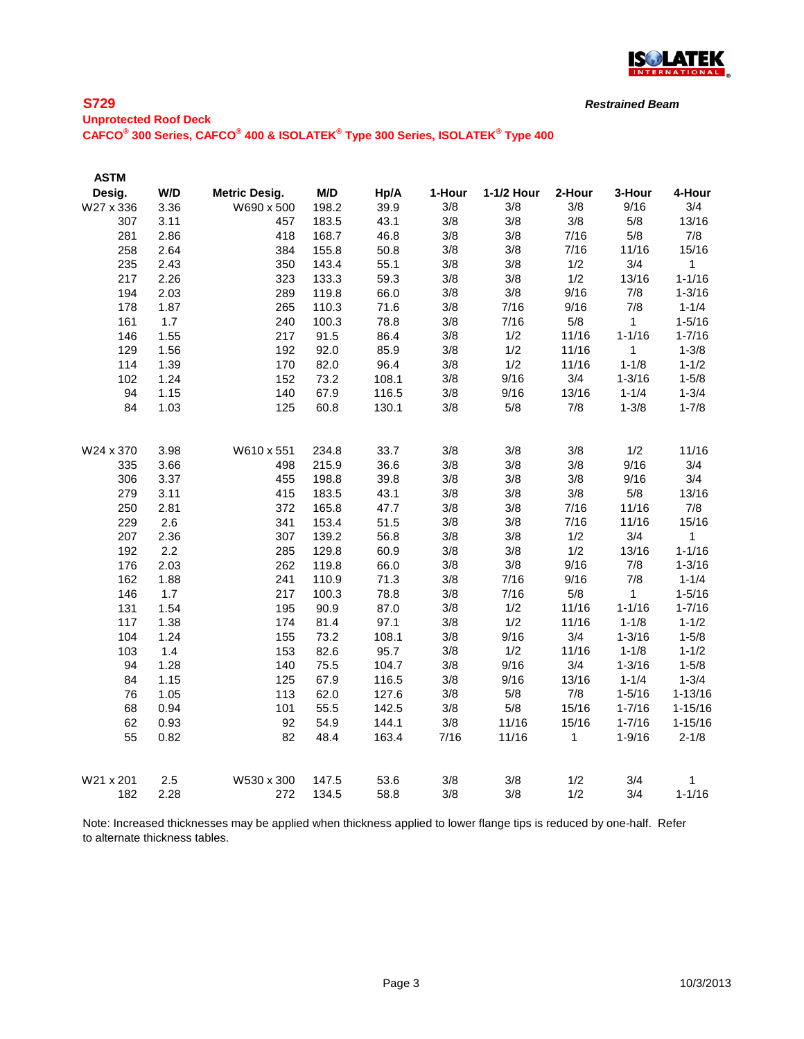**S729** ***Restrained Beam***

**Unprotected Roof Deck**

**CAFCO® 300 Series, CAFCO® 400 & ISOLATEK® Type 300 Series, ISOLATEK® Type 400**

| ASTM Desig. | W/D | Metric Desig. | M/D | Hp/A | 1-Hour | 1-1/2 Hour | 2-Hour | 3-Hour | 4-Hour |
|---|---|---|---|---|---|---|---|---|---|
| W27 x 336 | 3.36 | W690 x 500 | 198.2 | 39.9 | 3/8 | 3/8 | 3/8 | 9/16 | 3/4 |
| 307 | 3.11 | 457 | 183.5 | 43.1 | 3/8 | 3/8 | 3/8 | 5/8 | 13/16 |
| 281 | 2.86 | 418 | 168.7 | 46.8 | 3/8 | 3/8 | 7/16 | 5/8 | 7/8 |
| 258 | 2.64 | 384 | 155.8 | 50.8 | 3/8 | 3/8 | 7/16 | 11/16 | 15/16 |
| 235 | 2.43 | 350 | 143.4 | 55.1 | 3/8 | 3/8 | 1/2 | 3/4 | 1 |
| 217 | 2.26 | 323 | 133.3 | 59.3 | 3/8 | 3/8 | 1/2 | 13/16 | 1-1/16 |
| 194 | 2.03 | 289 | 119.8 | 66.0 | 3/8 | 3/8 | 9/16 | 7/8 | 1-3/16 |
| 178 | 1.87 | 265 | 110.3 | 71.6 | 3/8 | 7/16 | 9/16 | 7/8 | 1-1/4 |
| 161 | 1.7 | 240 | 100.3 | 78.8 | 3/8 | 7/16 | 5/8 | 1 | 1-5/16 |
| 146 | 1.55 | 217 | 91.5 | 86.4 | 3/8 | 1/2 | 11/16 | 1-1/16 | 1-7/16 |
| 129 | 1.56 | 192 | 92.0 | 85.9 | 3/8 | 1/2 | 11/16 | 1 | 1-3/8 |
| 114 | 1.39 | 170 | 82.0 | 96.4 | 3/8 | 1/2 | 11/16 | 1-1/8 | 1-1/2 |
| 102 | 1.24 | 152 | 73.2 | 108.1 | 3/8 | 9/16 | 3/4 | 1-3/16 | 1-5/8 |
| 94 | 1.15 | 140 | 67.9 | 116.5 | 3/8 | 9/16 | 13/16 | 1-1/4 | 1-3/4 |
| 84 | 1.03 | 125 | 60.8 | 130.1 | 3/8 | 5/8 | 7/8 | 1-3/8 | 1-7/8 |
| W24 x 370 | 3.98 | W610 x 551 | 234.8 | 33.7 | 3/8 | 3/8 | 3/8 | 1/2 | 11/16 |
| 335 | 3.66 | 498 | 215.9 | 36.6 | 3/8 | 3/8 | 3/8 | 9/16 | 3/4 |
| 306 | 3.37 | 455 | 198.8 | 39.8 | 3/8 | 3/8 | 3/8 | 9/16 | 3/4 |
| 279 | 3.11 | 415 | 183.5 | 43.1 | 3/8 | 3/8 | 3/8 | 5/8 | 13/16 |
| 250 | 2.81 | 372 | 165.8 | 47.7 | 3/8 | 3/8 | 7/16 | 11/16 | 7/8 |
| 229 | 2.6 | 341 | 153.4 | 51.5 | 3/8 | 3/8 | 7/16 | 11/16 | 15/16 |
| 207 | 2.36 | 307 | 139.2 | 56.8 | 3/8 | 3/8 | 1/2 | 3/4 | 1 |
| 192 | 2.2 | 285 | 129.8 | 60.9 | 3/8 | 3/8 | 1/2 | 13/16 | 1-1/16 |
| 176 | 2.03 | 262 | 119.8 | 66.0 | 3/8 | 3/8 | 9/16 | 7/8 | 1-3/16 |
| 162 | 1.88 | 241 | 110.9 | 71.3 | 3/8 | 7/16 | 9/16 | 7/8 | 1-1/4 |
| 146 | 1.7 | 217 | 100.3 | 78.8 | 3/8 | 7/16 | 5/8 | 1 | 1-5/16 |
| 131 | 1.54 | 195 | 90.9 | 87.0 | 3/8 | 1/2 | 11/16 | 1-1/16 | 1-7/16 |
| 117 | 1.38 | 174 | 81.4 | 97.1 | 3/8 | 1/2 | 11/16 | 1-1/8 | 1-1/2 |
| 104 | 1.24 | 155 | 73.2 | 108.1 | 3/8 | 9/16 | 3/4 | 1-3/16 | 1-5/8 |
| 103 | 1.4 | 153 | 82.6 | 95.7 | 3/8 | 1/2 | 11/16 | 1-1/8 | 1-1/2 |
| 94 | 1.28 | 140 | 75.5 | 104.7 | 3/8 | 9/16 | 3/4 | 1-3/16 | 1-5/8 |
| 84 | 1.15 | 125 | 67.9 | 116.5 | 3/8 | 9/16 | 13/16 | 1-1/4 | 1-3/4 |
| 76 | 1.05 | 113 | 62.0 | 127.6 | 3/8 | 5/8 | 7/8 | 1-5/16 | 1-13/16 |
| 68 | 0.94 | 101 | 55.5 | 142.5 | 3/8 | 5/8 | 15/16 | 1-7/16 | 1-15/16 |
| 62 | 0.93 | 92 | 54.9 | 144.1 | 3/8 | 11/16 | 15/16 | 1-7/16 | 1-15/16 |
| 55 | 0.82 | 82 | 48.4 | 163.4 | 7/16 | 11/16 | 1 | 1-9/16 | 2-1/8 |
| W21 x 201 | 2.5 | W530 x 300 | 147.5 | 53.6 | 3/8 | 3/8 | 1/2 | 3/4 | 1 |
| 182 | 2.28 | 272 | 134.5 | 58.8 | 3/8 | 3/8 | 1/2 | 3/4 | 1-1/16 |

Note: Increased thicknesses may be applied when thickness applied to lower flange tips is reduced by one-half. Refer to alternate thickness tables.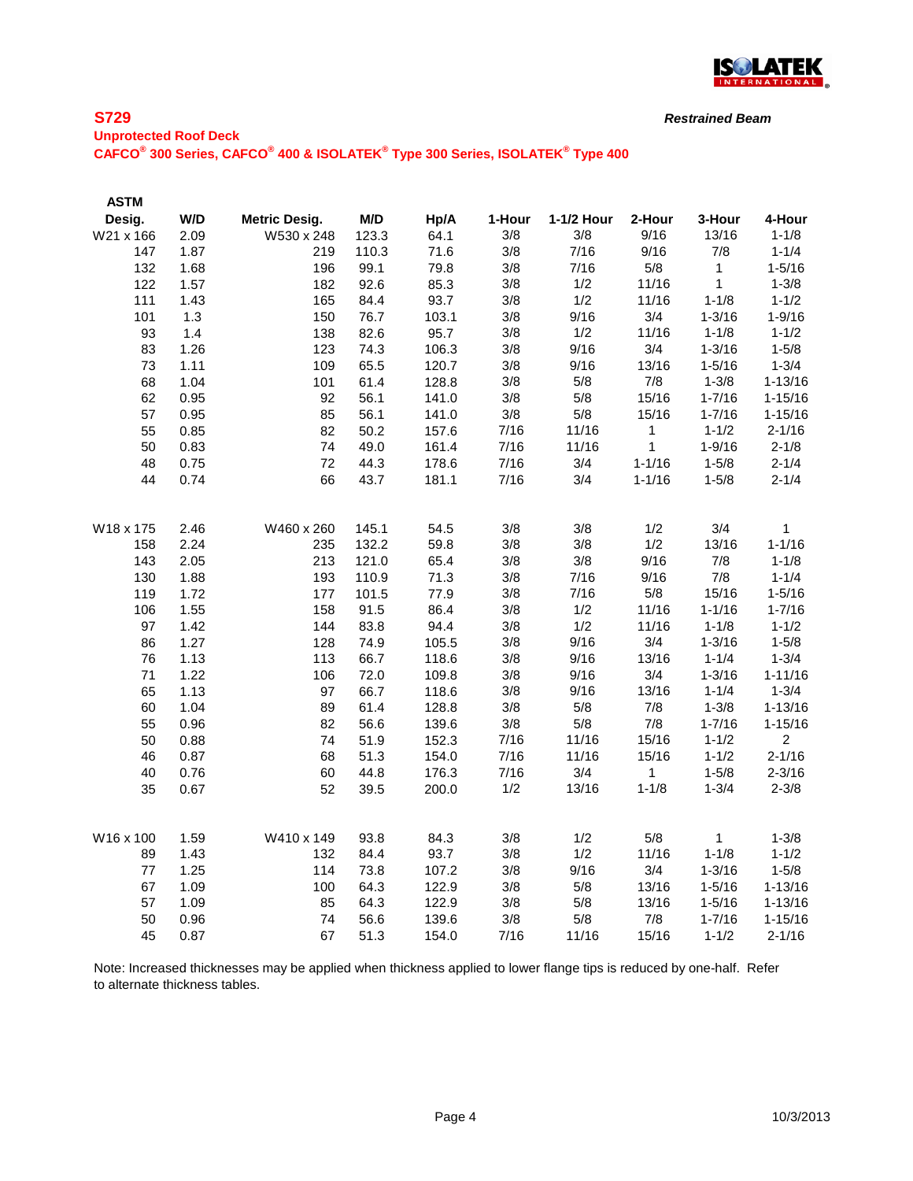## S729

***Restrained Beam***

**Unprotected Roof Deck**

**CAFCO® 300 Series, CAFCO® 400 & ISOLATEK® Type 300 Series, ISOLATEK® Type 400**

| ASTM Desig. | W/D | Metric Desig. | M/D | Hp/A | 1-Hour | 1-1/2 Hour | 2-Hour | 3-Hour | 4-Hour |
|---|---|---|---|---|---|---|---|---|---|
| W21 x 166 | 2.09 | W530 x 248 | 123.3 | 64.1 | 3/8 | 3/8 | 9/16 | 13/16 | 1-1/8 |
| 147 | 1.87 | 219 | 110.3 | 71.6 | 3/8 | 7/16 | 9/16 | 7/8 | 1-1/4 |
| 132 | 1.68 | 196 | 99.1 | 79.8 | 3/8 | 7/16 | 5/8 | 1 | 1-5/16 |
| 122 | 1.57 | 182 | 92.6 | 85.3 | 3/8 | 1/2 | 11/16 | 1 | 1-3/8 |
| 111 | 1.43 | 165 | 84.4 | 93.7 | 3/8 | 1/2 | 11/16 | 1-1/8 | 1-1/2 |
| 101 | 1.3 | 150 | 76.7 | 103.1 | 3/8 | 9/16 | 3/4 | 1-3/16 | 1-9/16 |
| 93 | 1.4 | 138 | 82.6 | 95.7 | 3/8 | 1/2 | 11/16 | 1-1/8 | 1-1/2 |
| 83 | 1.26 | 123 | 74.3 | 106.3 | 3/8 | 9/16 | 3/4 | 1-3/16 | 1-5/8 |
| 73 | 1.11 | 109 | 65.5 | 120.7 | 3/8 | 9/16 | 13/16 | 1-5/16 | 1-3/4 |
| 68 | 1.04 | 101 | 61.4 | 128.8 | 3/8 | 5/8 | 7/8 | 1-3/8 | 1-13/16 |
| 62 | 0.95 | 92 | 56.1 | 141.0 | 3/8 | 5/8 | 15/16 | 1-7/16 | 1-15/16 |
| 57 | 0.95 | 85 | 56.1 | 141.0 | 3/8 | 5/8 | 15/16 | 1-7/16 | 1-15/16 |
| 55 | 0.85 | 82 | 50.2 | 157.6 | 7/16 | 11/16 | 1 | 1-1/2 | 2-1/16 |
| 50 | 0.83 | 74 | 49.0 | 161.4 | 7/16 | 11/16 | 1 | 1-9/16 | 2-1/8 |
| 48 | 0.75 | 72 | 44.3 | 178.6 | 7/16 | 3/4 | 1-1/16 | 1-5/8 | 2-1/4 |
| 44 | 0.74 | 66 | 43.7 | 181.1 | 7/16 | 3/4 | 1-1/16 | 1-5/8 | 2-1/4 |
| | | | | | | | | | |
| W18 x 175 | 2.46 | W460 x 260 | 145.1 | 54.5 | 3/8 | 3/8 | 1/2 | 3/4 | 1 |
| 158 | 2.24 | 235 | 132.2 | 59.8 | 3/8 | 3/8 | 1/2 | 13/16 | 1-1/16 |
| 143 | 2.05 | 213 | 121.0 | 65.4 | 3/8 | 3/8 | 9/16 | 7/8 | 1-1/8 |
| 130 | 1.88 | 193 | 110.9 | 71.3 | 3/8 | 7/16 | 9/16 | 7/8 | 1-1/4 |
| 119 | 1.72 | 177 | 101.5 | 77.9 | 3/8 | 7/16 | 5/8 | 15/16 | 1-5/16 |
| 106 | 1.55 | 158 | 91.5 | 86.4 | 3/8 | 1/2 | 11/16 | 1-1/16 | 1-7/16 |
| 97 | 1.42 | 144 | 83.8 | 94.4 | 3/8 | 1/2 | 11/16 | 1-1/8 | 1-1/2 |
| 86 | 1.27 | 128 | 74.9 | 105.5 | 3/8 | 9/16 | 3/4 | 1-3/16 | 1-5/8 |
| 76 | 1.13 | 113 | 66.7 | 118.6 | 3/8 | 9/16 | 13/16 | 1-1/4 | 1-3/4 |
| 71 | 1.22 | 106 | 72.0 | 109.8 | 3/8 | 9/16 | 3/4 | 1-3/16 | 1-11/16 |
| 65 | 1.13 | 97 | 66.7 | 118.6 | 3/8 | 9/16 | 13/16 | 1-1/4 | 1-3/4 |
| 60 | 1.04 | 89 | 61.4 | 128.8 | 3/8 | 5/8 | 7/8 | 1-3/8 | 1-13/16 |
| 55 | 0.96 | 82 | 56.6 | 139.6 | 3/8 | 5/8 | 7/8 | 1-7/16 | 1-15/16 |
| 50 | 0.88 | 74 | 51.9 | 152.3 | 7/16 | 11/16 | 15/16 | 1-1/2 | 2 |
| 46 | 0.87 | 68 | 51.3 | 154.0 | 7/16 | 11/16 | 15/16 | 1-1/2 | 2-1/16 |
| 40 | 0.76 | 60 | 44.8 | 176.3 | 7/16 | 3/4 | 1 | 1-5/8 | 2-3/16 |
| 35 | 0.67 | 52 | 39.5 | 200.0 | 1/2 | 13/16 | 1-1/8 | 1-3/4 | 2-3/8 |
| | | | | | | | | | |
| W16 x 100 | 1.59 | W410 x 149 | 93.8 | 84.3 | 3/8 | 1/2 | 5/8 | 1 | 1-3/8 |
| 89 | 1.43 | 132 | 84.4 | 93.7 | 3/8 | 1/2 | 11/16 | 1-1/8 | 1-1/2 |
| 77 | 1.25 | 114 | 73.8 | 107.2 | 3/8 | 9/16 | 3/4 | 1-3/16 | 1-5/8 |
| 67 | 1.09 | 100 | 64.3 | 122.9 | 3/8 | 5/8 | 13/16 | 1-5/16 | 1-13/16 |
| 57 | 1.09 | 85 | 64.3 | 122.9 | 3/8 | 5/8 | 13/16 | 1-5/16 | 1-13/16 |
| 50 | 0.96 | 74 | 56.6 | 139.6 | 3/8 | 5/8 | 7/8 | 1-7/16 | 1-15/16 |
| 45 | 0.87 | 67 | 51.3 | 154.0 | 7/16 | 11/16 | 15/16 | 1-1/2 | 2-1/16 |

Note: Increased thicknesses may be applied when thickness applied to lower flange tips is reduced by one-half. Refer to alternate thickness tables.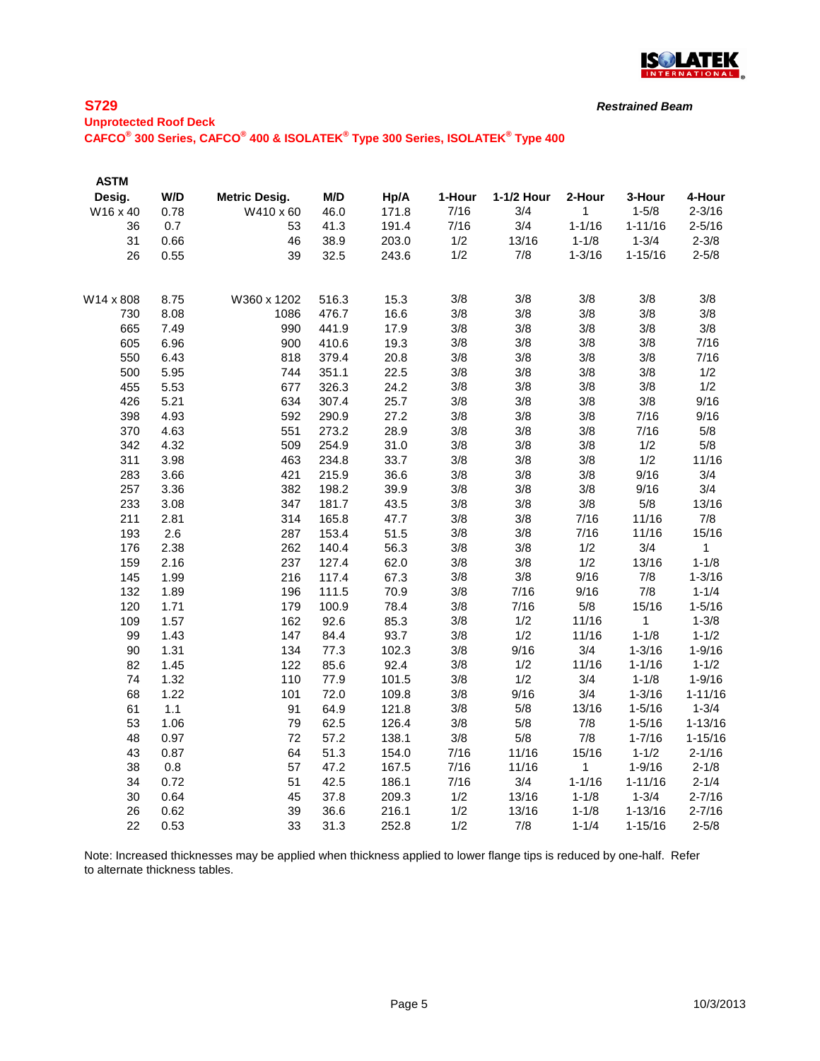**S729** ***Restrained Beam***

**Unprotected Roof Deck**

**CAFCO® 300 Series, CAFCO® 400 & ISOLATEK® Type 300 Series, ISOLATEK® Type 400**

| ASTM Desig. | W/D | Metric Desig. | M/D | Hp/A | 1-Hour | 1-1/2 Hour | 2-Hour | 3-Hour | 4-Hour |
|---|---|---|---|---|---|---|---|---|---|
| W16 x 40 | 0.78 | W410 x 60 | 46.0 | 171.8 | 7/16 | 3/4 | 1 | 1-5/8 | 2-3/16 |
| 36 | 0.7 | 53 | 41.3 | 191.4 | 7/16 | 3/4 | 1-1/16 | 1-11/16 | 2-5/16 |
| 31 | 0.66 | 46 | 38.9 | 203.0 | 1/2 | 13/16 | 1-1/8 | 1-3/4 | 2-3/8 |
| 26 | 0.55 | 39 | 32.5 | 243.6 | 1/2 | 7/8 | 1-3/16 | 1-15/16 | 2-5/8 |
| | | | | | | | | | |
| W14 x 808 | 8.75 | W360 x 1202 | 516.3 | 15.3 | 3/8 | 3/8 | 3/8 | 3/8 | 3/8 |
| 730 | 8.08 | 1086 | 476.7 | 16.6 | 3/8 | 3/8 | 3/8 | 3/8 | 3/8 |
| 665 | 7.49 | 990 | 441.9 | 17.9 | 3/8 | 3/8 | 3/8 | 3/8 | 3/8 |
| 605 | 6.96 | 900 | 410.6 | 19.3 | 3/8 | 3/8 | 3/8 | 3/8 | 7/16 |
| 550 | 6.43 | 818 | 379.4 | 20.8 | 3/8 | 3/8 | 3/8 | 3/8 | 7/16 |
| 500 | 5.95 | 744 | 351.1 | 22.5 | 3/8 | 3/8 | 3/8 | 3/8 | 1/2 |
| 455 | 5.53 | 677 | 326.3 | 24.2 | 3/8 | 3/8 | 3/8 | 3/8 | 1/2 |
| 426 | 5.21 | 634 | 307.4 | 25.7 | 3/8 | 3/8 | 3/8 | 3/8 | 9/16 |
| 398 | 4.93 | 592 | 290.9 | 27.2 | 3/8 | 3/8 | 3/8 | 7/16 | 9/16 |
| 370 | 4.63 | 551 | 273.2 | 28.9 | 3/8 | 3/8 | 3/8 | 7/16 | 5/8 |
| 342 | 4.32 | 509 | 254.9 | 31.0 | 3/8 | 3/8 | 3/8 | 1/2 | 5/8 |
| 311 | 3.98 | 463 | 234.8 | 33.7 | 3/8 | 3/8 | 3/8 | 1/2 | 11/16 |
| 283 | 3.66 | 421 | 215.9 | 36.6 | 3/8 | 3/8 | 3/8 | 9/16 | 3/4 |
| 257 | 3.36 | 382 | 198.2 | 39.9 | 3/8 | 3/8 | 3/8 | 9/16 | 3/4 |
| 233 | 3.08 | 347 | 181.7 | 43.5 | 3/8 | 3/8 | 3/8 | 5/8 | 13/16 |
| 211 | 2.81 | 314 | 165.8 | 47.7 | 3/8 | 3/8 | 7/16 | 11/16 | 7/8 |
| 193 | 2.6 | 287 | 153.4 | 51.5 | 3/8 | 3/8 | 7/16 | 11/16 | 15/16 |
| 176 | 2.38 | 262 | 140.4 | 56.3 | 3/8 | 3/8 | 1/2 | 3/4 | 1 |
| 159 | 2.16 | 237 | 127.4 | 62.0 | 3/8 | 3/8 | 1/2 | 13/16 | 1-1/8 |
| 145 | 1.99 | 216 | 117.4 | 67.3 | 3/8 | 3/8 | 9/16 | 7/8 | 1-3/16 |
| 132 | 1.89 | 196 | 111.5 | 70.9 | 3/8 | 7/16 | 9/16 | 7/8 | 1-1/4 |
| 120 | 1.71 | 179 | 100.9 | 78.4 | 3/8 | 7/16 | 5/8 | 15/16 | 1-5/16 |
| 109 | 1.57 | 162 | 92.6 | 85.3 | 3/8 | 1/2 | 11/16 | 1 | 1-3/8 |
| 99 | 1.43 | 147 | 84.4 | 93.7 | 3/8 | 1/2 | 11/16 | 1-1/8 | 1-1/2 |
| 90 | 1.31 | 134 | 77.3 | 102.3 | 3/8 | 9/16 | 3/4 | 1-3/16 | 1-9/16 |
| 82 | 1.45 | 122 | 85.6 | 92.4 | 3/8 | 1/2 | 11/16 | 1-1/16 | 1-1/2 |
| 74 | 1.32 | 110 | 77.9 | 101.5 | 3/8 | 1/2 | 3/4 | 1-1/8 | 1-9/16 |
| 68 | 1.22 | 101 | 72.0 | 109.8 | 3/8 | 9/16 | 3/4 | 1-3/16 | 1-11/16 |
| 61 | 1.1 | 91 | 64.9 | 121.8 | 3/8 | 5/8 | 13/16 | 1-5/16 | 1-3/4 |
| 53 | 1.06 | 79 | 62.5 | 126.4 | 3/8 | 5/8 | 7/8 | 1-5/16 | 1-13/16 |
| 48 | 0.97 | 72 | 57.2 | 138.1 | 3/8 | 5/8 | 7/8 | 1-7/16 | 1-15/16 |
| 43 | 0.87 | 64 | 51.3 | 154.0 | 7/16 | 11/16 | 15/16 | 1-1/2 | 2-1/16 |
| 38 | 0.8 | 57 | 47.2 | 167.5 | 7/16 | 11/16 | 1 | 1-9/16 | 2-1/8 |
| 34 | 0.72 | 51 | 42.5 | 186.1 | 7/16 | 3/4 | 1-1/16 | 1-11/16 | 2-1/4 |
| 30 | 0.64 | 45 | 37.8 | 209.3 | 1/2 | 13/16 | 1-1/8 | 1-3/4 | 2-7/16 |
| 26 | 0.62 | 39 | 36.6 | 216.1 | 1/2 | 13/16 | 1-1/8 | 1-13/16 | 2-7/16 |
| 22 | 0.53 | 33 | 31.3 | 252.8 | 1/2 | 7/8 | 1-1/4 | 1-15/16 | 2-5/8 |

Note: Increased thicknesses may be applied when thickness applied to lower flange tips is reduced by one-half. Refer to alternate thickness tables.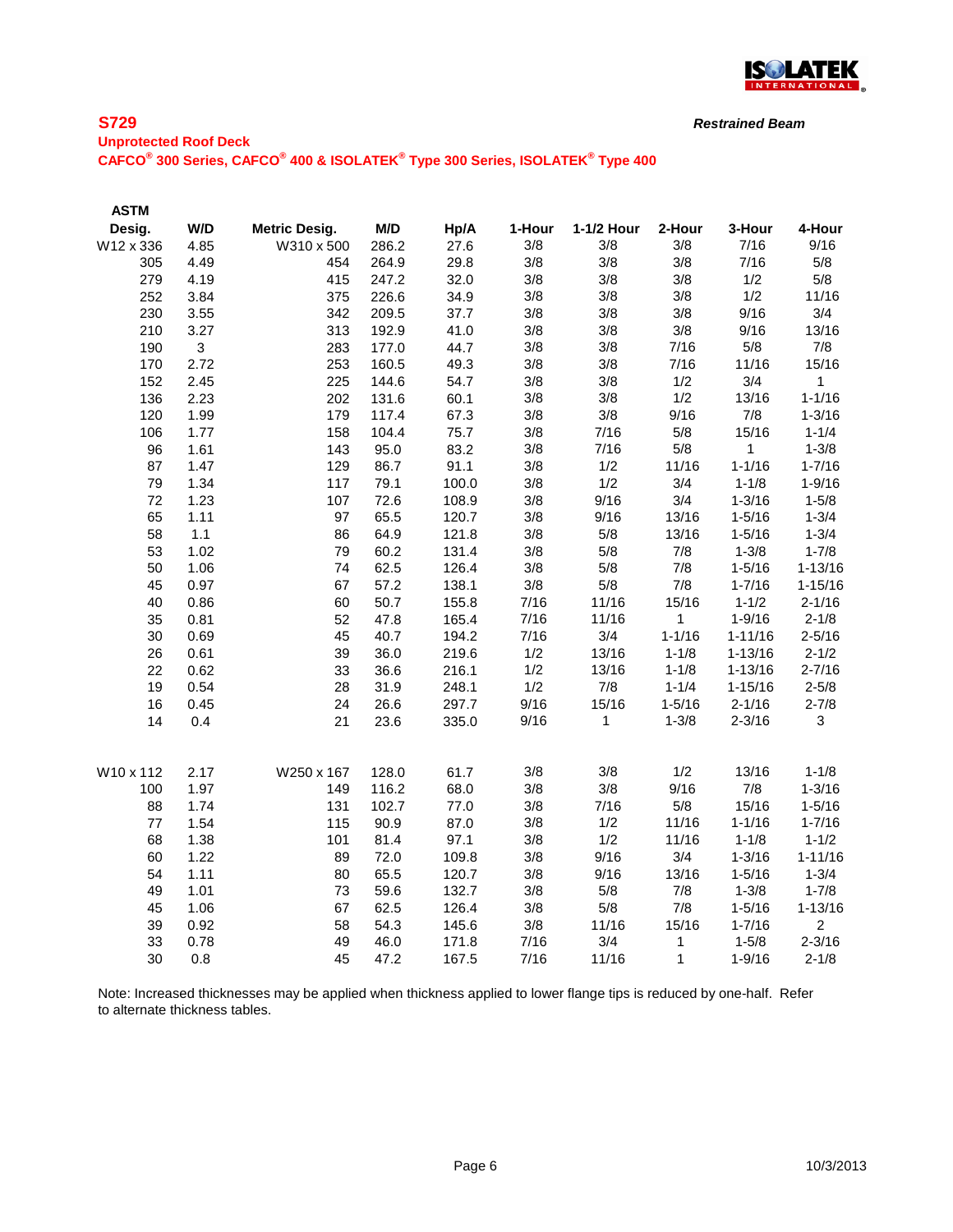## S729

***Restrained Beam***

**Unprotected Roof Deck**

**CAFCO® 300 Series, CAFCO® 400 & ISOLATEK® Type 300 Series, ISOLATEK® Type 400**

| ASTM Desig. | W/D | Metric Desig. | M/D | Hp/A | 1-Hour | 1-1/2 Hour | 2-Hour | 3-Hour | 4-Hour |
|---|---|---|---|---|---|---|---|---|---|
| W12 x 336 | 4.85 | W310 x 500 | 286.2 | 27.6 | 3/8 | 3/8 | 3/8 | 7/16 | 9/16 |
| 305 | 4.49 | 454 | 264.9 | 29.8 | 3/8 | 3/8 | 3/8 | 7/16 | 5/8 |
| 279 | 4.19 | 415 | 247.2 | 32.0 | 3/8 | 3/8 | 3/8 | 1/2 | 5/8 |
| 252 | 3.84 | 375 | 226.6 | 34.9 | 3/8 | 3/8 | 3/8 | 1/2 | 11/16 |
| 230 | 3.55 | 342 | 209.5 | 37.7 | 3/8 | 3/8 | 3/8 | 9/16 | 3/4 |
| 210 | 3.27 | 313 | 192.9 | 41.0 | 3/8 | 3/8 | 3/8 | 9/16 | 13/16 |
| 190 | 3 | 283 | 177.0 | 44.7 | 3/8 | 3/8 | 7/16 | 5/8 | 7/8 |
| 170 | 2.72 | 253 | 160.5 | 49.3 | 3/8 | 3/8 | 7/16 | 11/16 | 15/16 |
| 152 | 2.45 | 225 | 144.6 | 54.7 | 3/8 | 3/8 | 1/2 | 3/4 | 1 |
| 136 | 2.23 | 202 | 131.6 | 60.1 | 3/8 | 3/8 | 1/2 | 13/16 | 1-1/16 |
| 120 | 1.99 | 179 | 117.4 | 67.3 | 3/8 | 3/8 | 9/16 | 7/8 | 1-3/16 |
| 106 | 1.77 | 158 | 104.4 | 75.7 | 3/8 | 7/16 | 5/8 | 15/16 | 1-1/4 |
| 96 | 1.61 | 143 | 95.0 | 83.2 | 3/8 | 7/16 | 5/8 | 1 | 1-3/8 |
| 87 | 1.47 | 129 | 86.7 | 91.1 | 3/8 | 1/2 | 11/16 | 1-1/16 | 1-7/16 |
| 79 | 1.34 | 117 | 79.1 | 100.0 | 3/8 | 1/2 | 3/4 | 1-1/8 | 1-9/16 |
| 72 | 1.23 | 107 | 72.6 | 108.9 | 3/8 | 9/16 | 3/4 | 1-3/16 | 1-5/8 |
| 65 | 1.11 | 97 | 65.5 | 120.7 | 3/8 | 9/16 | 13/16 | 1-5/16 | 1-3/4 |
| 58 | 1.1 | 86 | 64.9 | 121.8 | 3/8 | 5/8 | 13/16 | 1-5/16 | 1-3/4 |
| 53 | 1.02 | 79 | 60.2 | 131.4 | 3/8 | 5/8 | 7/8 | 1-3/8 | 1-7/8 |
| 50 | 1.06 | 74 | 62.5 | 126.4 | 3/8 | 5/8 | 7/8 | 1-5/16 | 1-13/16 |
| 45 | 0.97 | 67 | 57.2 | 138.1 | 3/8 | 5/8 | 7/8 | 1-7/16 | 1-15/16 |
| 40 | 0.86 | 60 | 50.7 | 155.8 | 7/16 | 11/16 | 15/16 | 1-1/2 | 2-1/16 |
| 35 | 0.81 | 52 | 47.8 | 165.4 | 7/16 | 11/16 | 1 | 1-9/16 | 2-1/8 |
| 30 | 0.69 | 45 | 40.7 | 194.2 | 7/16 | 3/4 | 1-1/16 | 1-11/16 | 2-5/16 |
| 26 | 0.61 | 39 | 36.0 | 219.6 | 1/2 | 13/16 | 1-1/8 | 1-13/16 | 2-1/2 |
| 22 | 0.62 | 33 | 36.6 | 216.1 | 1/2 | 13/16 | 1-1/8 | 1-13/16 | 2-7/16 |
| 19 | 0.54 | 28 | 31.9 | 248.1 | 1/2 | 7/8 | 1-1/4 | 1-15/16 | 2-5/8 |
| 16 | 0.45 | 24 | 26.6 | 297.7 | 9/16 | 15/16 | 1-5/16 | 2-1/16 | 2-7/8 |
| 14 | 0.4 | 21 | 23.6 | 335.0 | 9/16 | 1 | 1-3/8 | 2-3/16 | 3 |
| | | | | | | | | | |
| W10 x 112 | 2.17 | W250 x 167 | 128.0 | 61.7 | 3/8 | 3/8 | 1/2 | 13/16 | 1-1/8 |
| 100 | 1.97 | 149 | 116.2 | 68.0 | 3/8 | 3/8 | 9/16 | 7/8 | 1-3/16 |
| 88 | 1.74 | 131 | 102.7 | 77.0 | 3/8 | 7/16 | 5/8 | 15/16 | 1-5/16 |
| 77 | 1.54 | 115 | 90.9 | 87.0 | 3/8 | 1/2 | 11/16 | 1-1/16 | 1-7/16 |
| 68 | 1.38 | 101 | 81.4 | 97.1 | 3/8 | 1/2 | 11/16 | 1-1/8 | 1-1/2 |
| 60 | 1.22 | 89 | 72.0 | 109.8 | 3/8 | 9/16 | 3/4 | 1-3/16 | 1-11/16 |
| 54 | 1.11 | 80 | 65.5 | 120.7 | 3/8 | 9/16 | 13/16 | 1-5/16 | 1-3/4 |
| 49 | 1.01 | 73 | 59.6 | 132.7 | 3/8 | 5/8 | 7/8 | 1-3/8 | 1-7/8 |
| 45 | 1.06 | 67 | 62.5 | 126.4 | 3/8 | 5/8 | 7/8 | 1-5/16 | 1-13/16 |
| 39 | 0.92 | 58 | 54.3 | 145.6 | 3/8 | 11/16 | 15/16 | 1-7/16 | 2 |
| 33 | 0.78 | 49 | 46.0 | 171.8 | 7/16 | 3/4 | 1 | 1-5/8 | 2-3/16 |
| 30 | 0.8 | 45 | 47.2 | 167.5 | 7/16 | 11/16 | 1 | 1-9/16 | 2-1/8 |

Note: Increased thicknesses may be applied when thickness applied to lower flange tips is reduced by one-half. Refer to alternate thickness tables.

10/3/2013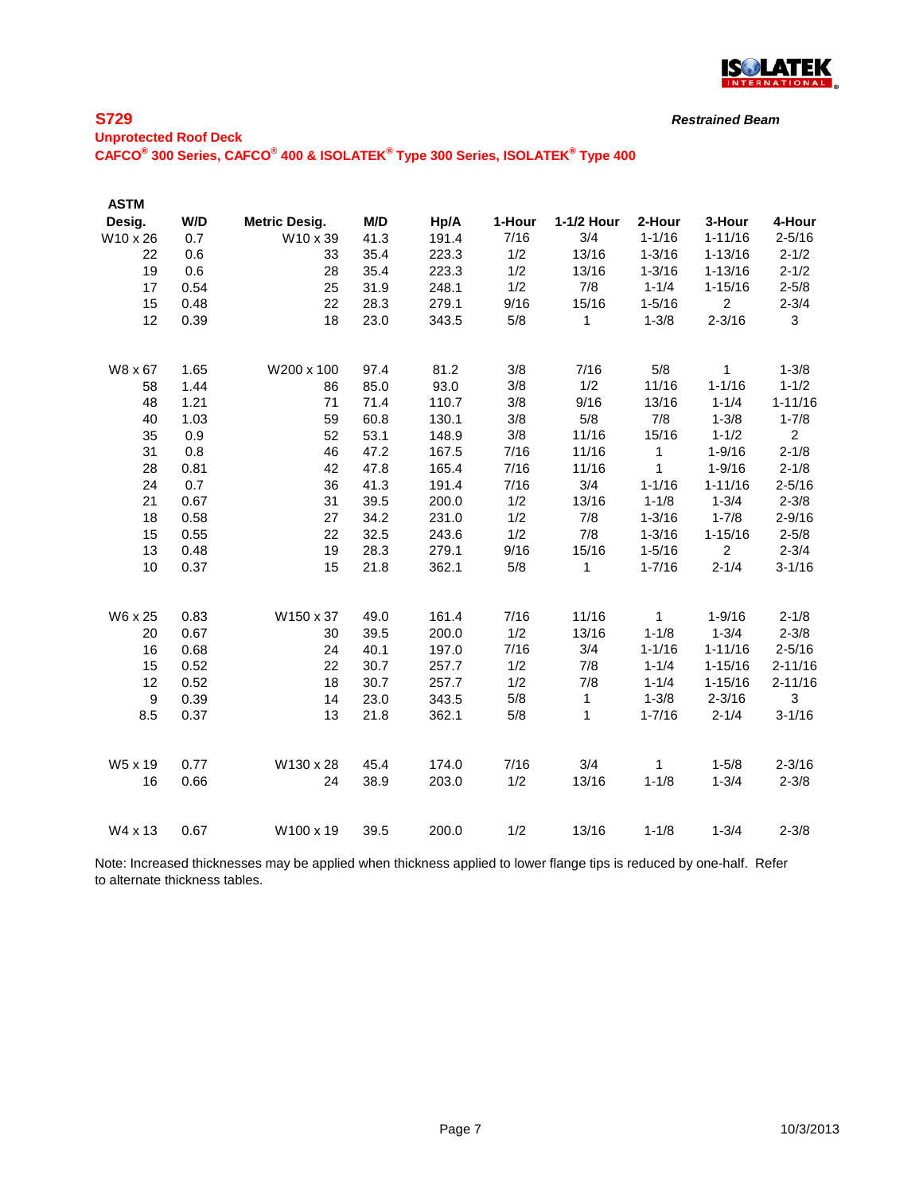## S729

***Restrained Beam***

**Unprotected Roof Deck**

**CAFCO® 300 Series, CAFCO® 400 & ISOLATEK® Type 300 Series, ISOLATEK® Type 400**

| ASTM Desig. | W/D | Metric Desig. | M/D | Hp/A | 1-Hour | 1-1/2 Hour | 2-Hour | 3-Hour | 4-Hour |
|---|---|---|---|---|---|---|---|---|---|
| W10 x 26 | 0.7 | W10 x 39 | 41.3 | 191.4 | 7/16 | 3/4 | 1-1/16 | 1-11/16 | 2-5/16 |
| 22 | 0.6 | 33 | 35.4 | 223.3 | 1/2 | 13/16 | 1-3/16 | 1-13/16 | 2-1/2 |
| 19 | 0.6 | 28 | 35.4 | 223.3 | 1/2 | 13/16 | 1-3/16 | 1-13/16 | 2-1/2 |
| 17 | 0.54 | 25 | 31.9 | 248.1 | 1/2 | 7/8 | 1-1/4 | 1-15/16 | 2-5/8 |
| 15 | 0.48 | 22 | 28.3 | 279.1 | 9/16 | 15/16 | 1-5/16 | 2 | 2-3/4 |
| 12 | 0.39 | 18 | 23.0 | 343.5 | 5/8 | 1 | 1-3/8 | 2-3/16 | 3 |
| | | | | | | | | | |
| W8 x 67 | 1.65 | W200 x 100 | 97.4 | 81.2 | 3/8 | 7/16 | 5/8 | 1 | 1-3/8 |
| 58 | 1.44 | 86 | 85.0 | 93.0 | 3/8 | 1/2 | 11/16 | 1-1/16 | 1-1/2 |
| 48 | 1.21 | 71 | 71.4 | 110.7 | 3/8 | 9/16 | 13/16 | 1-1/4 | 1-11/16 |
| 40 | 1.03 | 59 | 60.8 | 130.1 | 3/8 | 5/8 | 7/8 | 1-3/8 | 1-7/8 |
| 35 | 0.9 | 52 | 53.1 | 148.9 | 3/8 | 11/16 | 15/16 | 1-1/2 | 2 |
| 31 | 0.8 | 46 | 47.2 | 167.5 | 7/16 | 11/16 | 1 | 1-9/16 | 2-1/8 |
| 28 | 0.81 | 42 | 47.8 | 165.4 | 7/16 | 11/16 | 1 | 1-9/16 | 2-1/8 |
| 24 | 0.7 | 36 | 41.3 | 191.4 | 7/16 | 3/4 | 1-1/16 | 1-11/16 | 2-5/16 |
| 21 | 0.67 | 31 | 39.5 | 200.0 | 1/2 | 13/16 | 1-1/8 | 1-3/4 | 2-3/8 |
| 18 | 0.58 | 27 | 34.2 | 231.0 | 1/2 | 7/8 | 1-3/16 | 1-7/8 | 2-9/16 |
| 15 | 0.55 | 22 | 32.5 | 243.6 | 1/2 | 7/8 | 1-3/16 | 1-15/16 | 2-5/8 |
| 13 | 0.48 | 19 | 28.3 | 279.1 | 9/16 | 15/16 | 1-5/16 | 2 | 2-3/4 |
| 10 | 0.37 | 15 | 21.8 | 362.1 | 5/8 | 1 | 1-7/16 | 2-1/4 | 3-1/16 |
| | | | | | | | | | |
| W6 x 25 | 0.83 | W150 x 37 | 49.0 | 161.4 | 7/16 | 11/16 | 1 | 1-9/16 | 2-1/8 |
| 20 | 0.67 | 30 | 39.5 | 200.0 | 1/2 | 13/16 | 1-1/8 | 1-3/4 | 2-3/8 |
| 16 | 0.68 | 24 | 40.1 | 197.0 | 7/16 | 3/4 | 1-1/16 | 1-11/16 | 2-5/16 |
| 15 | 0.52 | 22 | 30.7 | 257.7 | 1/2 | 7/8 | 1-1/4 | 1-15/16 | 2-11/16 |
| 12 | 0.52 | 18 | 30.7 | 257.7 | 1/2 | 7/8 | 1-1/4 | 1-15/16 | 2-11/16 |
| 9 | 0.39 | 14 | 23.0 | 343.5 | 5/8 | 1 | 1-3/8 | 2-3/16 | 3 |
| 8.5 | 0.37 | 13 | 21.8 | 362.1 | 5/8 | 1 | 1-7/16 | 2-1/4 | 3-1/16 |
| | | | | | | | | | |
| W5 x 19 | 0.77 | W130 x 28 | 45.4 | 174.0 | 7/16 | 3/4 | 1 | 1-5/8 | 2-3/16 |
| 16 | 0.66 | 24 | 38.9 | 203.0 | 1/2 | 13/16 | 1-1/8 | 1-3/4 | 2-3/8 |
| | | | | | | | | | |
| W4 x 13 | 0.67 | W100 x 19 | 39.5 | 200.0 | 1/2 | 13/16 | 1-1/8 | 1-3/4 | 2-3/8 |

Note: Increased thicknesses may be applied when thickness applied to lower flange tips is reduced by one-half. Refer to alternate thickness tables.

10/3/2013